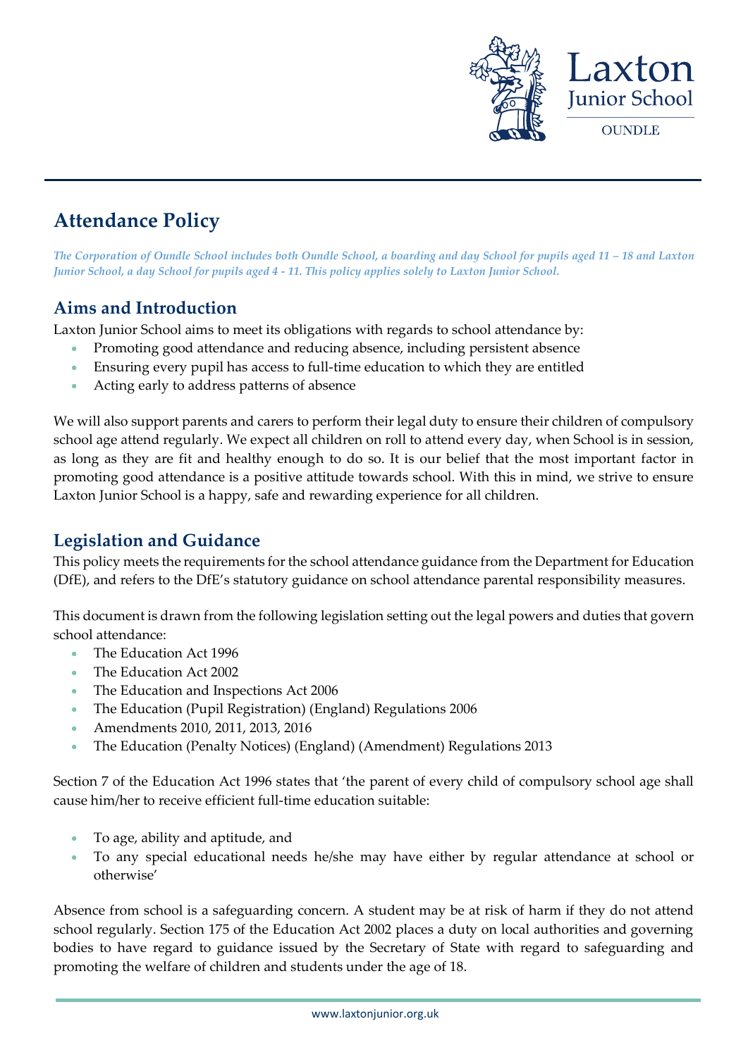# Attendance Policy

*The Corporation of Oundle School includes both Oundle School, a boarding and day School for pupils aged 11 – 18 and Laxton Junior School, a day School for pupils aged 4 - 11. This policy applies solely to Laxton Junior School.*

## Aims and Introduction

Laxton Junior School aims to meet its obligations with regards to school attendance by:

- Promoting good attendance and reducing absence, including persistent absence
- Ensuring every pupil has access to full-time education to which they are entitled
- Acting early to address patterns of absence

We will also support parents and carers to perform their legal duty to ensure their children of compulsory school age attend regularly. We expect all children on roll to attend every day, when School is in session, as long as they are fit and healthy enough to do so. It is our belief that the most important factor in promoting good attendance is a positive attitude towards school. With this in mind, we strive to ensure Laxton Junior School is a happy, safe and rewarding experience for all children.

## Legislation and Guidance

This policy meets the requirements for the school attendance guidance from the Department for Education (DfE), and refers to the DfE's statutory guidance on school attendance parental responsibility measures.

This document is drawn from the following legislation setting out the legal powers and duties that govern school attendance:

- The Education Act 1996
- The Education Act 2002
- The Education and Inspections Act 2006
- The Education (Pupil Registration) (England) Regulations 2006
- Amendments 2010, 2011, 2013, 2016
- The Education (Penalty Notices) (England) (Amendment) Regulations 2013

Section 7 of the Education Act 1996 states that 'the parent of every child of compulsory school age shall cause him/her to receive efficient full-time education suitable:

- To age, ability and aptitude, and
- To any special educational needs he/she may have either by regular attendance at school or otherwise'

Absence from school is a safeguarding concern. A student may be at risk of harm if they do not attend school regularly. Section 175 of the Education Act 2002 places a duty on local authorities and governing bodies to have regard to guidance issued by the Secretary of State with regard to safeguarding and promoting the welfare of children and students under the age of 18.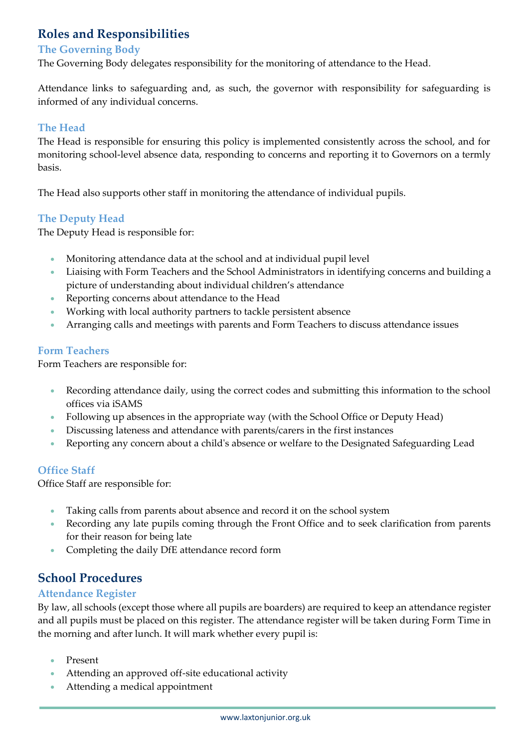## Roles and Responsibilities

### The Governing Body

The Governing Body delegates responsibility for the monitoring of attendance to the Head.

Attendance links to safeguarding and, as such, the governor with responsibility for safeguarding is informed of any individual concerns.

### The Head

The Head is responsible for ensuring this policy is implemented consistently across the school, and for monitoring school-level absence data, responding to concerns and reporting it to Governors on a termly basis.

The Head also supports other staff in monitoring the attendance of individual pupils.

### The Deputy Head

The Deputy Head is responsible for:

- Monitoring attendance data at the school and at individual pupil level
- Liaising with Form Teachers and the School Administrators in identifying concerns and building a picture of understanding about individual children's attendance
- Reporting concerns about attendance to the Head
- Working with local authority partners to tackle persistent absence
- Arranging calls and meetings with parents and Form Teachers to discuss attendance issues

### Form Teachers

Form Teachers are responsible for:

- Recording attendance daily, using the correct codes and submitting this information to the school offices via iSAMS
- Following up absences in the appropriate way (with the School Office or Deputy Head)
- Discussing lateness and attendance with parents/carers in the first instances
- Reporting any concern about a child's absence or welfare to the Designated Safeguarding Lead

### Office Staff

Office Staff are responsible for:

- Taking calls from parents about absence and record it on the school system
- Recording any late pupils coming through the Front Office and to seek clarification from parents for their reason for being late
- Completing the daily DfE attendance record form

## School Procedures

### Attendance Register

By law, all schools (except those where all pupils are boarders) are required to keep an attendance register and all pupils must be placed on this register. The attendance register will be taken during Form Time in the morning and after lunch. It will mark whether every pupil is:

- Present
- Attending an approved off-site educational activity
- Attending a medical appointment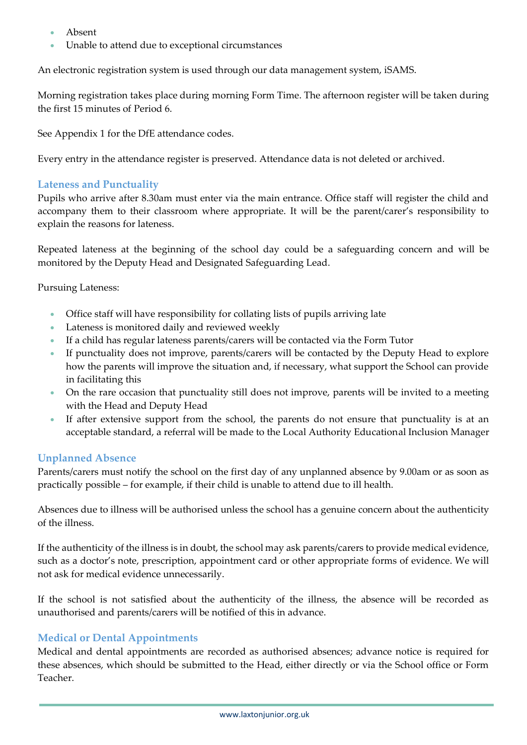- Absent
- Unable to attend due to exceptional circumstances

An electronic registration system is used through our data management system, iSAMS.

Morning registration takes place during morning Form Time. The afternoon register will be taken during the first 15 minutes of Period 6.

See Appendix 1 for the DfE attendance codes.

Every entry in the attendance register is preserved. Attendance data is not deleted or archived.

### Lateness and Punctuality

Pupils who arrive after 8.30am must enter via the main entrance. Office staff will register the child and accompany them to their classroom where appropriate. It will be the parent/carer's responsibility to explain the reasons for lateness.

Repeated lateness at the beginning of the school day could be a safeguarding concern and will be monitored by the Deputy Head and Designated Safeguarding Lead.

Pursuing Lateness:

- Office staff will have responsibility for collating lists of pupils arriving late
- Lateness is monitored daily and reviewed weekly
- If a child has regular lateness parents/carers will be contacted via the Form Tutor
- If punctuality does not improve, parents/carers will be contacted by the Deputy Head to explore how the parents will improve the situation and, if necessary, what support the School can provide in facilitating this
- On the rare occasion that punctuality still does not improve, parents will be invited to a meeting with the Head and Deputy Head
- If after extensive support from the school, the parents do not ensure that punctuality is at an acceptable standard, a referral will be made to the Local Authority Educational Inclusion Manager

### Unplanned Absence

Parents/carers must notify the school on the first day of any unplanned absence by 9.00am or as soon as practically possible – for example, if their child is unable to attend due to ill health.

Absences due to illness will be authorised unless the school has a genuine concern about the authenticity of the illness.

If the authenticity of the illness is in doubt, the school may ask parents/carers to provide medical evidence, such as a doctor's note, prescription, appointment card or other appropriate forms of evidence. We will not ask for medical evidence unnecessarily.

If the school is not satisfied about the authenticity of the illness, the absence will be recorded as unauthorised and parents/carers will be notified of this in advance.

### Medical or Dental Appointments

Medical and dental appointments are recorded as authorised absences; advance notice is required for these absences, which should be submitted to the Head, either directly or via the School office or Form Teacher.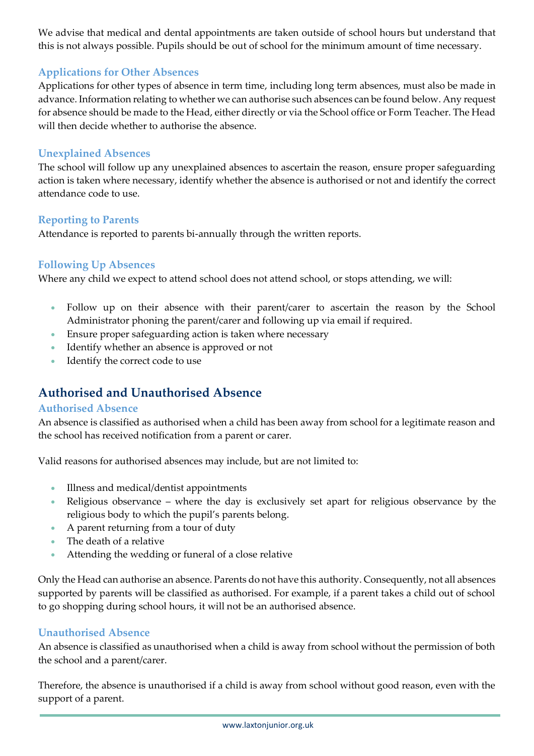We advise that medical and dental appointments are taken outside of school hours but understand that this is not always possible. Pupils should be out of school for the minimum amount of time necessary.

### Applications for Other Absences

Applications for other types of absence in term time, including long term absences, must also be made in advance. Information relating to whether we can authorise such absences can be found below. Any request for absence should be made to the Head, either directly or via the School office or Form Teacher. The Head will then decide whether to authorise the absence.

### Unexplained Absences

The school will follow up any unexplained absences to ascertain the reason, ensure proper safeguarding action is taken where necessary, identify whether the absence is authorised or not and identify the correct attendance code to use.

### Reporting to Parents

Attendance is reported to parents bi-annually through the written reports.

### Following Up Absences

Where any child we expect to attend school does not attend school, or stops attending, we will:

- Follow up on their absence with their parent/carer to ascertain the reason by the School Administrator phoning the parent/carer and following up via email if required.
- Ensure proper safeguarding action is taken where necessary
- Identify whether an absence is approved or not
- Identify the correct code to use

## Authorised and Unauthorised Absence

### Authorised Absence

An absence is classified as authorised when a child has been away from school for a legitimate reason and the school has received notification from a parent or carer.

Valid reasons for authorised absences may include, but are not limited to:

- Illness and medical/dentist appointments
- Religious observance – where the day is exclusively set apart for religious observance by the religious body to which the pupil's parents belong.
- A parent returning from a tour of duty
- The death of a relative
- Attending the wedding or funeral of a close relative

Only the Head can authorise an absence. Parents do not have this authority. Consequently, not all absences supported by parents will be classified as authorised. For example, if a parent takes a child out of school to go shopping during school hours, it will not be an authorised absence.

### Unauthorised Absence

An absence is classified as unauthorised when a child is away from school without the permission of both the school and a parent/carer.

Therefore, the absence is unauthorised if a child is away from school without good reason, even with the support of a parent.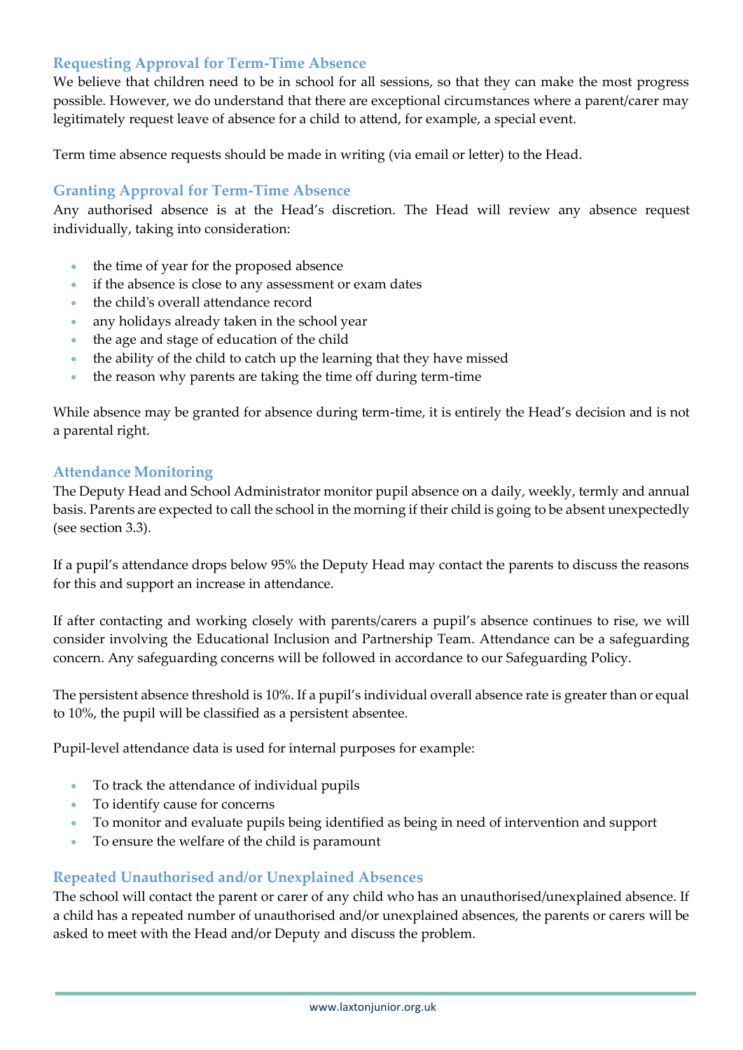## Requesting Approval for Term-Time Absence

We believe that children need to be in school for all sessions, so that they can make the most progress possible. However, we do understand that there are exceptional circumstances where a parent/carer may legitimately request leave of absence for a child to attend, for example, a special event.

Term time absence requests should be made in writing (via email or letter) to the Head.

## Granting Approval for Term-Time Absence

Any authorised absence is at the Head's discretion. The Head will review any absence request individually, taking into consideration:

- the time of year for the proposed absence
- if the absence is close to any assessment or exam dates
- the child's overall attendance record
- any holidays already taken in the school year
- the age and stage of education of the child
- the ability of the child to catch up the learning that they have missed
- the reason why parents are taking the time off during term-time

While absence may be granted for absence during term-time, it is entirely the Head's decision and is not a parental right.

## Attendance Monitoring

The Deputy Head and School Administrator monitor pupil absence on a daily, weekly, termly and annual basis. Parents are expected to call the school in the morning if their child is going to be absent unexpectedly (see section 3.3).

If a pupil's attendance drops below 95% the Deputy Head may contact the parents to discuss the reasons for this and support an increase in attendance.

If after contacting and working closely with parents/carers a pupil's absence continues to rise, we will consider involving the Educational Inclusion and Partnership Team. Attendance can be a safeguarding concern. Any safeguarding concerns will be followed in accordance to our Safeguarding Policy.

The persistent absence threshold is 10%. If a pupil's individual overall absence rate is greater than or equal to 10%, the pupil will be classified as a persistent absentee.

Pupil-level attendance data is used for internal purposes for example:

- To track the attendance of individual pupils
- To identify cause for concerns
- To monitor and evaluate pupils being identified as being in need of intervention and support
- To ensure the welfare of the child is paramount

## Repeated Unauthorised and/or Unexplained Absences

The school will contact the parent or carer of any child who has an unauthorised/unexplained absence. If a child has a repeated number of unauthorised and/or unexplained absences, the parents or carers will be asked to meet with the Head and/or Deputy and discuss the problem.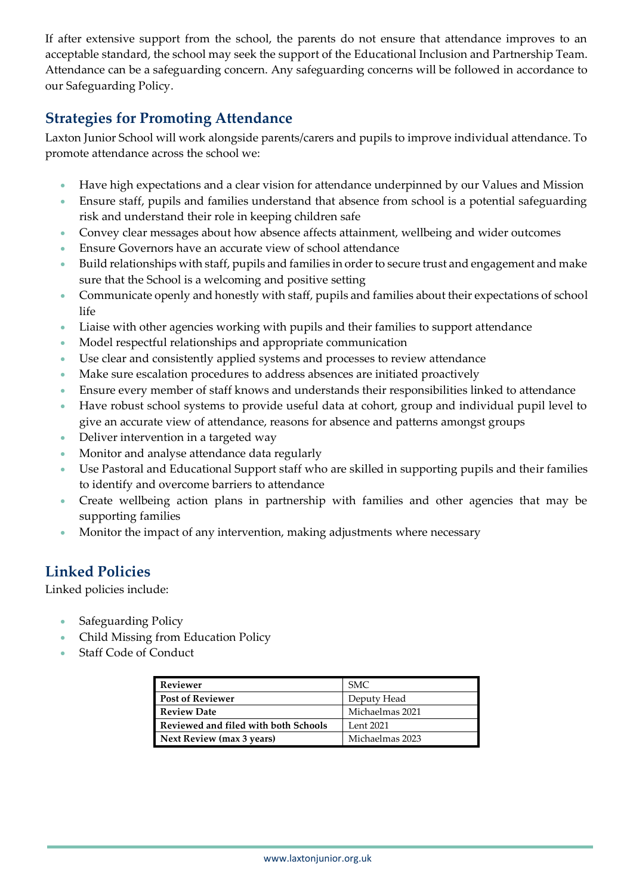If after extensive support from the school, the parents do not ensure that attendance improves to an acceptable standard, the school may seek the support of the Educational Inclusion and Partnership Team. Attendance can be a safeguarding concern. Any safeguarding concerns will be followed in accordance to our Safeguarding Policy.

## Strategies for Promoting Attendance

Laxton Junior School will work alongside parents/carers and pupils to improve individual attendance. To promote attendance across the school we:

- Have high expectations and a clear vision for attendance underpinned by our Values and Mission
- Ensure staff, pupils and families understand that absence from school is a potential safeguarding risk and understand their role in keeping children safe
- Convey clear messages about how absence affects attainment, wellbeing and wider outcomes
- Ensure Governors have an accurate view of school attendance
- Build relationships with staff, pupils and families in order to secure trust and engagement and make sure that the School is a welcoming and positive setting
- Communicate openly and honestly with staff, pupils and families about their expectations of school life
- Liaise with other agencies working with pupils and their families to support attendance
- Model respectful relationships and appropriate communication
- Use clear and consistently applied systems and processes to review attendance
- Make sure escalation procedures to address absences are initiated proactively
- Ensure every member of staff knows and understands their responsibilities linked to attendance
- Have robust school systems to provide useful data at cohort, group and individual pupil level to give an accurate view of attendance, reasons for absence and patterns amongst groups
- Deliver intervention in a targeted way
- Monitor and analyse attendance data regularly
- Use Pastoral and Educational Support staff who are skilled in supporting pupils and their families to identify and overcome barriers to attendance
- Create wellbeing action plans in partnership with families and other agencies that may be supporting families
- Monitor the impact of any intervention, making adjustments where necessary

## Linked Policies

Linked policies include:

- Safeguarding Policy
- Child Missing from Education Policy
- Staff Code of Conduct

| **Reviewer** | SMC |
|---|---|
| **Post of Reviewer** | Deputy Head |
| **Review Date** | Michaelmas 2021 |
| **Reviewed and filed with both Schools** | Lent 2021 |
| **Next Review (max 3 years)** | Michaelmas 2023 |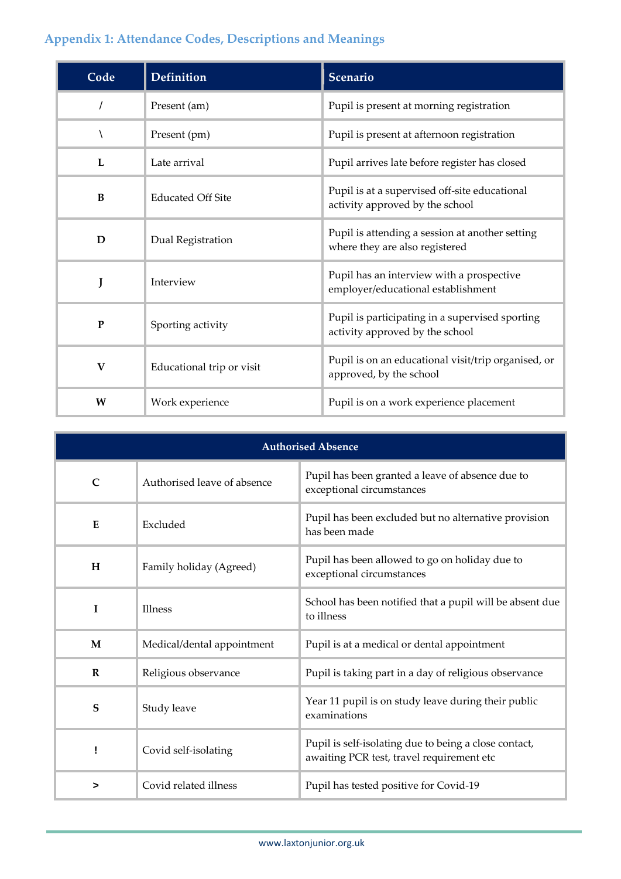## Appendix 1: Attendance Codes, Descriptions and Meanings

| Code | Definition | Scenario |
|---|---|---|
| / | Present (am) | Pupil is present at morning registration |
| \ | Present (pm) | Pupil is present at afternoon registration |
| **L** | Late arrival | Pupil arrives late before register has closed |
| **B** | Educated Off Site | Pupil is at a supervised off-site educational activity approved by the school |
| **D** | Dual Registration | Pupil is attending a session at another setting where they are also registered |
| **J** | Interview | Pupil has an interview with a prospective employer/educational establishment |
| **P** | Sporting activity | Pupil is participating in a supervised sporting activity approved by the school |
| **V** | Educational trip or visit | Pupil is on an educational visit/trip organised, or approved, by the school |
| **W** | Work experience | Pupil is on a work experience placement |

| **Authorised Absence** | | |
|---|---|---|
| **C** | Authorised leave of absence | Pupil has been granted a leave of absence due to exceptional circumstances |
| **E** | Excluded | Pupil has been excluded but no alternative provision has been made |
| **H** | Family holiday (Agreed) | Pupil has been allowed to go on holiday due to exceptional circumstances |
| **I** | Illness | School has been notified that a pupil will be absent due to illness |
| **M** | Medical/dental appointment | Pupil is at a medical or dental appointment |
| **R** | Religious observance | Pupil is taking part in a day of religious observance |
| **S** | Study leave | Year 11 pupil is on study leave during their public examinations |
| **!** | Covid self-isolating | Pupil is self-isolating due to being a close contact, awaiting PCR test, travel requirement etc |
| **>** | Covid related illness | Pupil has tested positive for Covid-19 |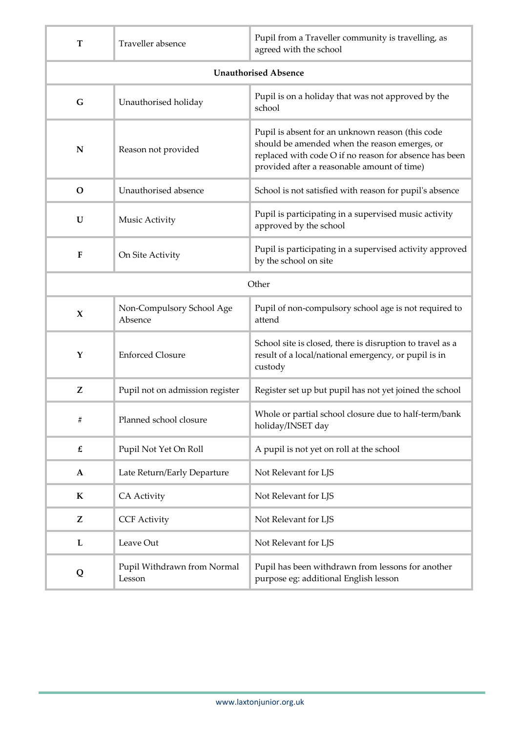| T | Traveller absence | Pupil from a Traveller community is travelling, as agreed with the school |
|---|---|---|
| **Unauthorised Absence** | | |
| G | Unauthorised holiday | Pupil is on a holiday that was not approved by the school |
| N | Reason not provided | Pupil is absent for an unknown reason (this code should be amended when the reason emerges, or replaced with code O if no reason for absence has been provided after a reasonable amount of time) |
| O | Unauthorised absence | School is not satisfied with reason for pupil's absence |
| U | Music Activity | Pupil is participating in a supervised music activity approved by the school |
| F | On Site Activity | Pupil is participating in a supervised activity approved by the school on site |
| Other | | |
| X | Non-Compulsory School Age Absence | Pupil of non-compulsory school age is not required to attend |
| Y | Enforced Closure | School site is closed, there is disruption to travel as a result of a local/national emergency, or pupil is in custody |
| Z | Pupil not on admission register | Register set up but pupil has not yet joined the school |
| # | Planned school closure | Whole or partial school closure due to half-term/bank holiday/INSET day |
| £ | Pupil Not Yet On Roll | A pupil is not yet on roll at the school |
| A | Late Return/Early Departure | Not Relevant for LJS |
| K | CA Activity | Not Relevant for LJS |
| Z | CCF Activity | Not Relevant for LJS |
| L | Leave Out | Not Relevant for LJS |
| Q | Pupil Withdrawn from Normal Lesson | Pupil has been withdrawn from lessons for another purpose eg: additional English lesson |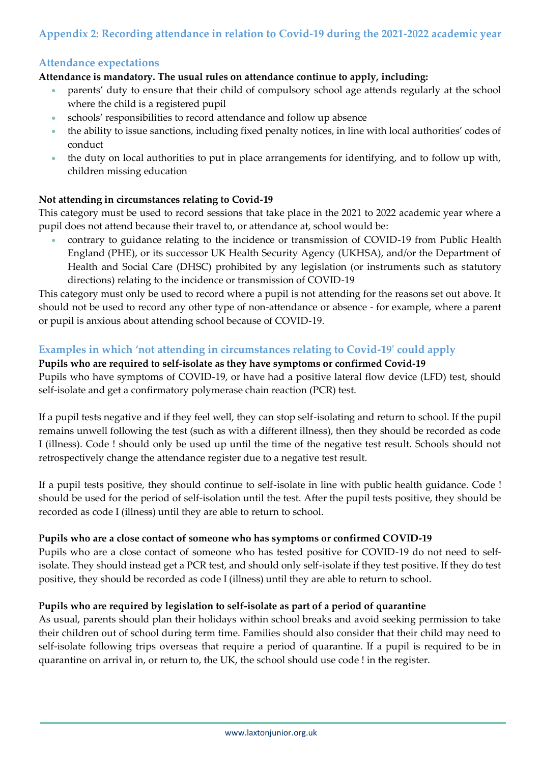## Appendix 2: Recording attendance in relation to Covid-19 during the 2021-2022 academic year

### Attendance expectations

**Attendance is mandatory. The usual rules on attendance continue to apply, including:**

- parents' duty to ensure that their child of compulsory school age attends regularly at the school where the child is a registered pupil
- schools' responsibilities to record attendance and follow up absence
- the ability to issue sanctions, including fixed penalty notices, in line with local authorities' codes of conduct
- the duty on local authorities to put in place arrangements for identifying, and to follow up with, children missing education

**Not attending in circumstances relating to Covid-19**

This category must be used to record sessions that take place in the 2021 to 2022 academic year where a pupil does not attend because their travel to, or attendance at, school would be:

- contrary to guidance relating to the incidence or transmission of COVID-19 from Public Health England (PHE), or its successor UK Health Security Agency (UKHSA), and/or the Department of Health and Social Care (DHSC) prohibited by any legislation (or instruments such as statutory directions) relating to the incidence or transmission of COVID-19

This category must only be used to record where a pupil is not attending for the reasons set out above. It should not be used to record any other type of non-attendance or absence - for example, where a parent or pupil is anxious about attending school because of COVID-19.

### Examples in which 'not attending in circumstances relating to Covid-19' could apply

**Pupils who are required to self-isolate as they have symptoms or confirmed Covid-19**

Pupils who have symptoms of COVID-19, or have had a positive lateral flow device (LFD) test, should self-isolate and get a confirmatory polymerase chain reaction (PCR) test.

If a pupil tests negative and if they feel well, they can stop self-isolating and return to school. If the pupil remains unwell following the test (such as with a different illness), then they should be recorded as code I (illness). Code ! should only be used up until the time of the negative test result. Schools should not retrospectively change the attendance register due to a negative test result.

If a pupil tests positive, they should continue to self-isolate in line with public health guidance. Code ! should be used for the period of self-isolation until the test. After the pupil tests positive, they should be recorded as code I (illness) until they are able to return to school.

**Pupils who are a close contact of someone who has symptoms or confirmed COVID-19**

Pupils who are a close contact of someone who has tested positive for COVID-19 do not need to self-isolate. They should instead get a PCR test, and should only self-isolate if they test positive. If they do test positive, they should be recorded as code I (illness) until they are able to return to school.

**Pupils who are required by legislation to self-isolate as part of a period of quarantine**

As usual, parents should plan their holidays within school breaks and avoid seeking permission to take their children out of school during term time. Families should also consider that their child may need to self-isolate following trips overseas that require a period of quarantine. If a pupil is required to be in quarantine on arrival in, or return to, the UK, the school should use code ! in the register.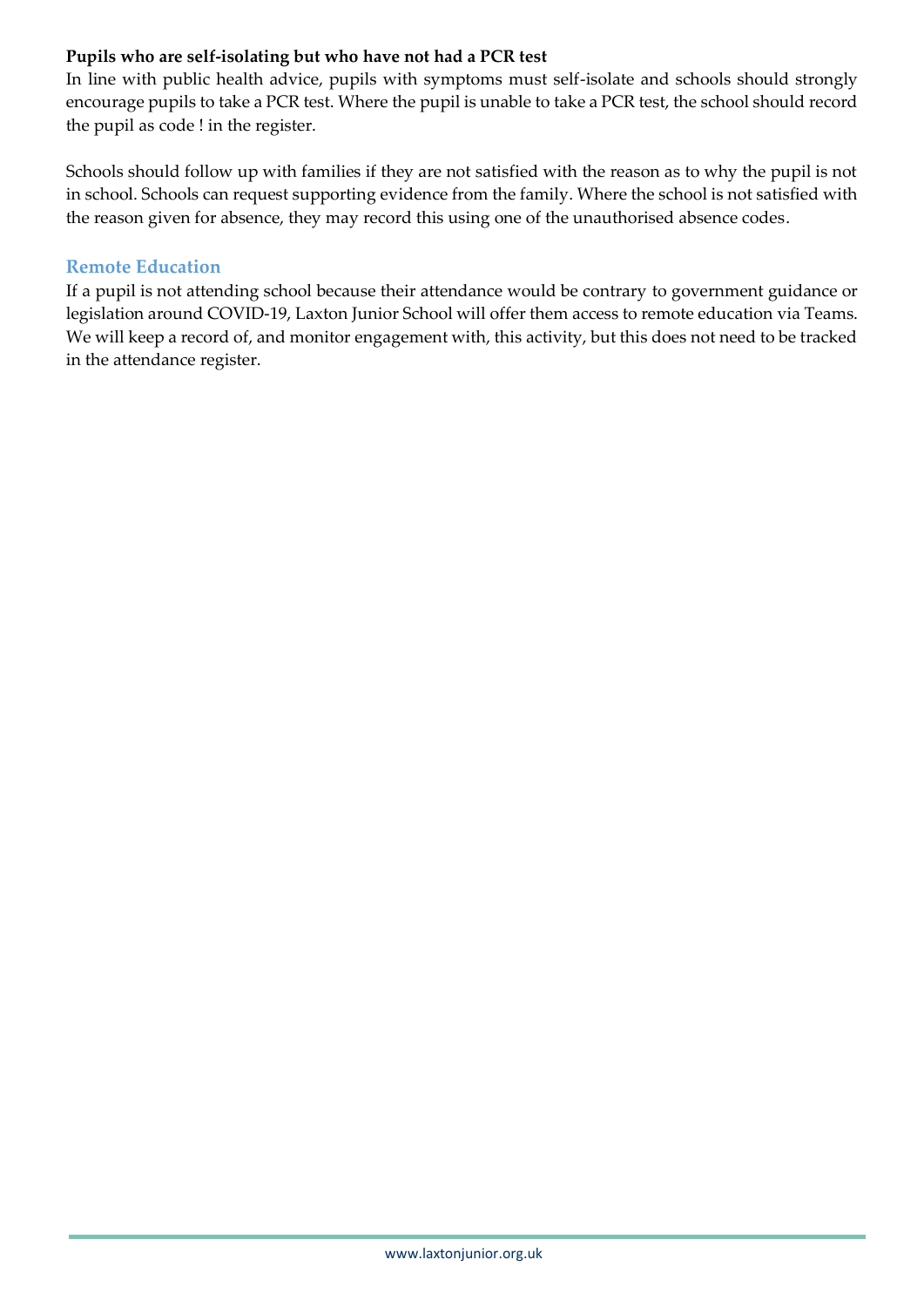**Pupils who are self-isolating but who have not had a PCR test**

In line with public health advice, pupils with symptoms must self-isolate and schools should strongly encourage pupils to take a PCR test. Where the pupil is unable to take a PCR test, the school should record the pupil as code ! in the register.

Schools should follow up with families if they are not satisfied with the reason as to why the pupil is not in school. Schools can request supporting evidence from the family. Where the school is not satisfied with the reason given for absence, they may record this using one of the unauthorised absence codes.

## Remote Education

If a pupil is not attending school because their attendance would be contrary to government guidance or legislation around COVID-19, Laxton Junior School will offer them access to remote education via Teams. We will keep a record of, and monitor engagement with, this activity, but this does not need to be tracked in the attendance register.